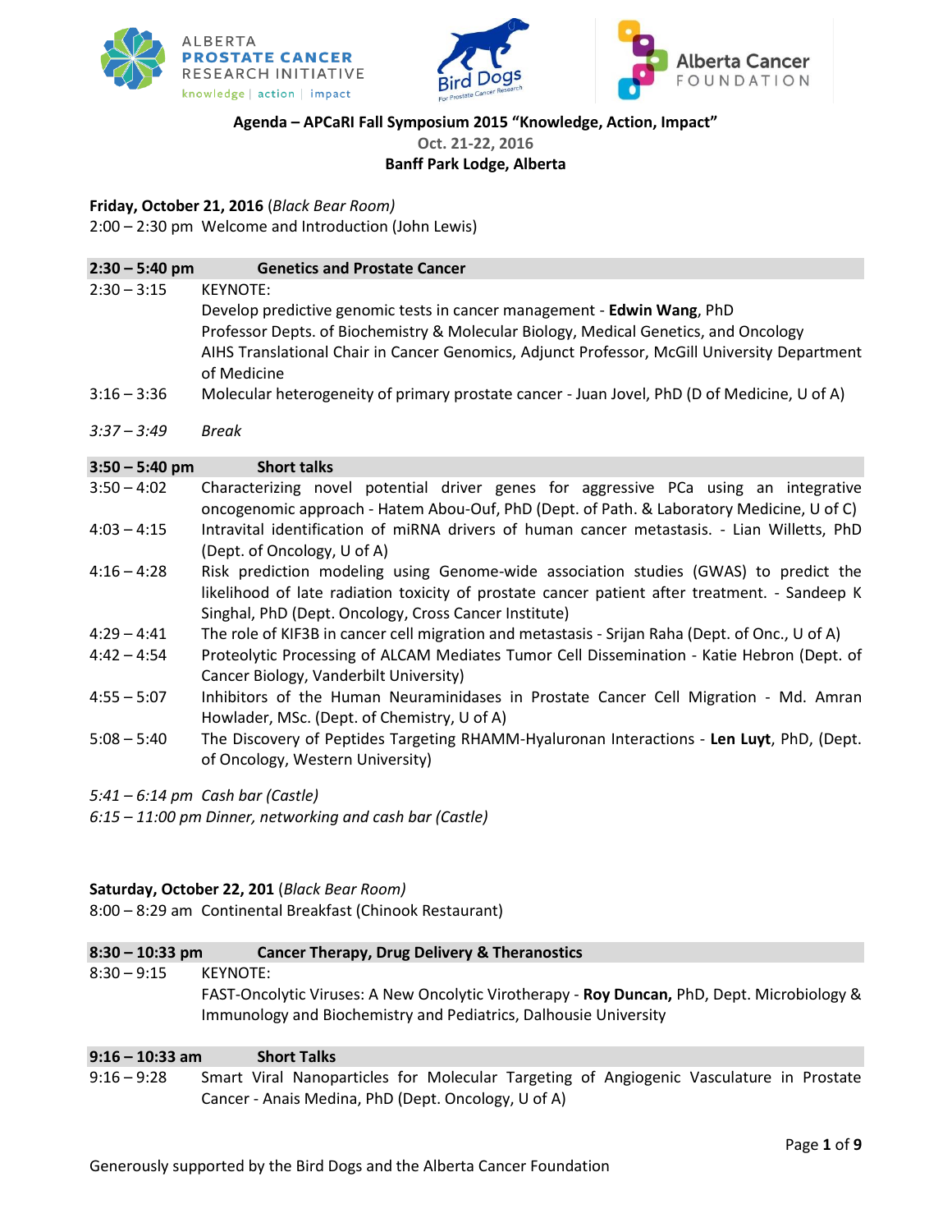ALBERTA **PROSTATE CANCER** RESEARCH INITIATIVE
knowledge | action | impact

Bird Dogs For Prostate Cancer Research

Alberta Cancer FOUNDATION

**Agenda – APCaRI Fall Symposium 2015 "Knowledge, Action, Impact"**
**Oct. 21-22, 2016**
**Banff Park Lodge, Alberta**

**Friday, October 21, 2016** (*Black Bear Room*)
2:00 – 2:30 pm Welcome and Introduction (John Lewis)

| **2:30 – 5:40 pm** | **Genetics and Prostate Cancer** |
|---|---|
| 2:30 – 3:15 | KEYNOTE:<br>Develop predictive genomic tests in cancer management - **Edwin Wang**, PhD<br>Professor Depts. of Biochemistry & Molecular Biology, Medical Genetics, and Oncology<br>AIHS Translational Chair in Cancer Genomics, Adjunct Professor, McGill University Department of Medicine |
| 3:16 – 3:36 | Molecular heterogeneity of primary prostate cancer - Juan Jovel, PhD (D of Medicine, U of A) |
| *3:37 – 3:49* | *Break* |

| **3:50 – 5:40 pm** | **Short talks** |
|---|---|
| 3:50 – 4:02 | Characterizing novel potential driver genes for aggressive PCa using an integrative oncogenomic approach - Hatem Abou-Ouf, PhD (Dept. of Path. & Laboratory Medicine, U of C) |
| 4:03 – 4:15 | Intravital identification of miRNA drivers of human cancer metastasis. - Lian Willetts, PhD (Dept. of Oncology, U of A) |
| 4:16 – 4:28 | Risk prediction modeling using Genome-wide association studies (GWAS) to predict the likelihood of late radiation toxicity of prostate cancer patient after treatment. - Sandeep K Singhal, PhD (Dept. Oncology, Cross Cancer Institute) |
| 4:29 – 4:41 | The role of KIF3B in cancer cell migration and metastasis - Srijan Raha (Dept. of Onc., U of A) |
| 4:42 – 4:54 | Proteolytic Processing of ALCAM Mediates Tumor Cell Dissemination - Katie Hebron (Dept. of Cancer Biology, Vanderbilt University) |
| 4:55 – 5:07 | Inhibitors of the Human Neuraminidases in Prostate Cancer Cell Migration - Md. Amran Howlader, MSc. (Dept. of Chemistry, U of A) |
| 5:08 – 5:40 | The Discovery of Peptides Targeting RHAMM-Hyaluronan Interactions - **Len Luyt**, PhD, (Dept. of Oncology, Western University) |

*5:41 – 6:14 pm Cash bar (Castle)*
*6:15 – 11:00 pm Dinner, networking and cash bar (Castle)*

**Saturday, October 22, 201** (*Black Bear Room*)
8:00 – 8:29 am Continental Breakfast (Chinook Restaurant)

| **8:30 – 10:33 pm** | **Cancer Therapy, Drug Delivery & Theranostics** |
|---|---|
| 8:30 – 9:15 | KEYNOTE:<br>FAST-Oncolytic Viruses: A New Oncolytic Virotherapy - **Roy Duncan,** PhD, Dept. Microbiology & Immunology and Biochemistry and Pediatrics, Dalhousie University |

| **9:16 – 10:33 am** | **Short Talks** |
|---|---|
| 9:16 – 9:28 | Smart Viral Nanoparticles for Molecular Targeting of Angiogenic Vasculature in Prostate Cancer - Anais Medina, PhD (Dept. Oncology, U of A) |

Generously supported by the Bird Dogs and the Alberta Cancer Foundation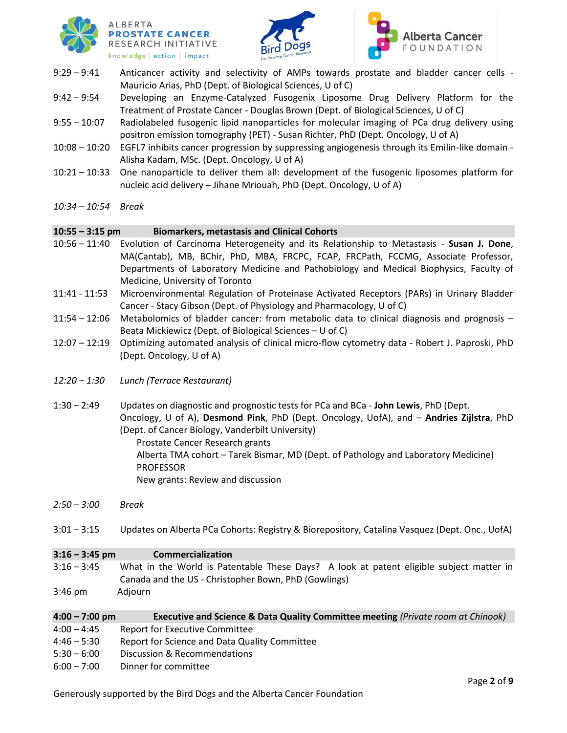9:29 – 9:41 Anticancer activity and selectivity of AMPs towards prostate and bladder cancer cells - Mauricio Arias, PhD (Dept. of Biological Sciences, U of C)

9:42 – 9:54 Developing an Enzyme-Catalyzed Fusogenix Liposome Drug Delivery Platform for the Treatment of Prostate Cancer - Douglas Brown (Dept. of Biological Sciences, U of C)

9:55 – 10:07 Radiolabeled fusogenic lipid nanoparticles for molecular imaging of PCa drug delivery using positron emission tomography (PET) - Susan Richter, PhD (Dept. Oncology, U of A)

10:08 – 10:20 EGFL7 inhibits cancer progression by suppressing angiogenesis through its Emilin-like domain - Alisha Kadam, MSc. (Dept. Oncology, U of A)

10:21 – 10:33 One nanoparticle to deliver them all: development of the fusogenic liposomes platform for nucleic acid delivery – Jihane Mriouah, PhD (Dept. Oncology, U of A)

*10:34 – 10:54 Break*

## 10:55 – 3:15 pm Biomarkers, metastasis and Clinical Cohorts

10:56 – 11:40 Evolution of Carcinoma Heterogeneity and its Relationship to Metastasis - **Susan J. Done**, MA(Cantab), MB, BChir, PhD, MBA, FRCPC, FCAP, FRCPath, FCCMG, Associate Professor, Departments of Laboratory Medicine and Pathobiology and Medical Biophysics, Faculty of Medicine, University of Toronto

11:41 - 11:53 Microenvironmental Regulation of Proteinase Activated Receptors (PARs) in Urinary Bladder Cancer - Stacy Gibson (Dept. of Physiology and Pharmacology, U of C)

11:54 – 12:06 Metabolomics of bladder cancer: from metabolic data to clinical diagnosis and prognosis – Beata Mickiewicz (Dept. of Biological Sciences – U of C)

12:07 – 12:19 Optimizing automated analysis of clinical micro-flow cytometry data - Robert J. Paproski, PhD (Dept. Oncology, U of A)

*12:20 – 1:30 Lunch (Terrace Restaurant)*

1:30 – 2:49 Updates on diagnostic and prognostic tests for PCa and BCa - **John Lewis**, PhD (Dept. Oncology, U of A), **Desmond Pink**, PhD (Dept. Oncology, UofA), and – **Andries Zijlstra**, PhD (Dept. of Cancer Biology, Vanderbilt University)

- Prostate Cancer Research grants
- Alberta TMA cohort – Tarek Bismar, MD (Dept. of Pathology and Laboratory Medicine) PROFESSOR
- New grants: Review and discussion

*2:50 – 3:00 Break*

3:01 – 3:15 Updates on Alberta PCa Cohorts: Registry & Biorepository, Catalina Vasquez (Dept. Onc., UofA)

## 3:16 – 3:45 pm Commercialization

3:16 – 3:45 What in the World is Patentable These Days? A look at patent eligible subject matter in Canada and the US - Christopher Bown, PhD (Gowlings)

3:46 pm Adjourn

## 4:00 – 7:00 pm Executive and Science & Data Quality Committee meeting *(Private room at Chinook)*

4:00 – 4:45 Report for Executive Committee

4:46 – 5:30 Report for Science and Data Quality Committee

5:30 – 6:00 Discussion & Recommendations

6:00 – 7:00 Dinner for committee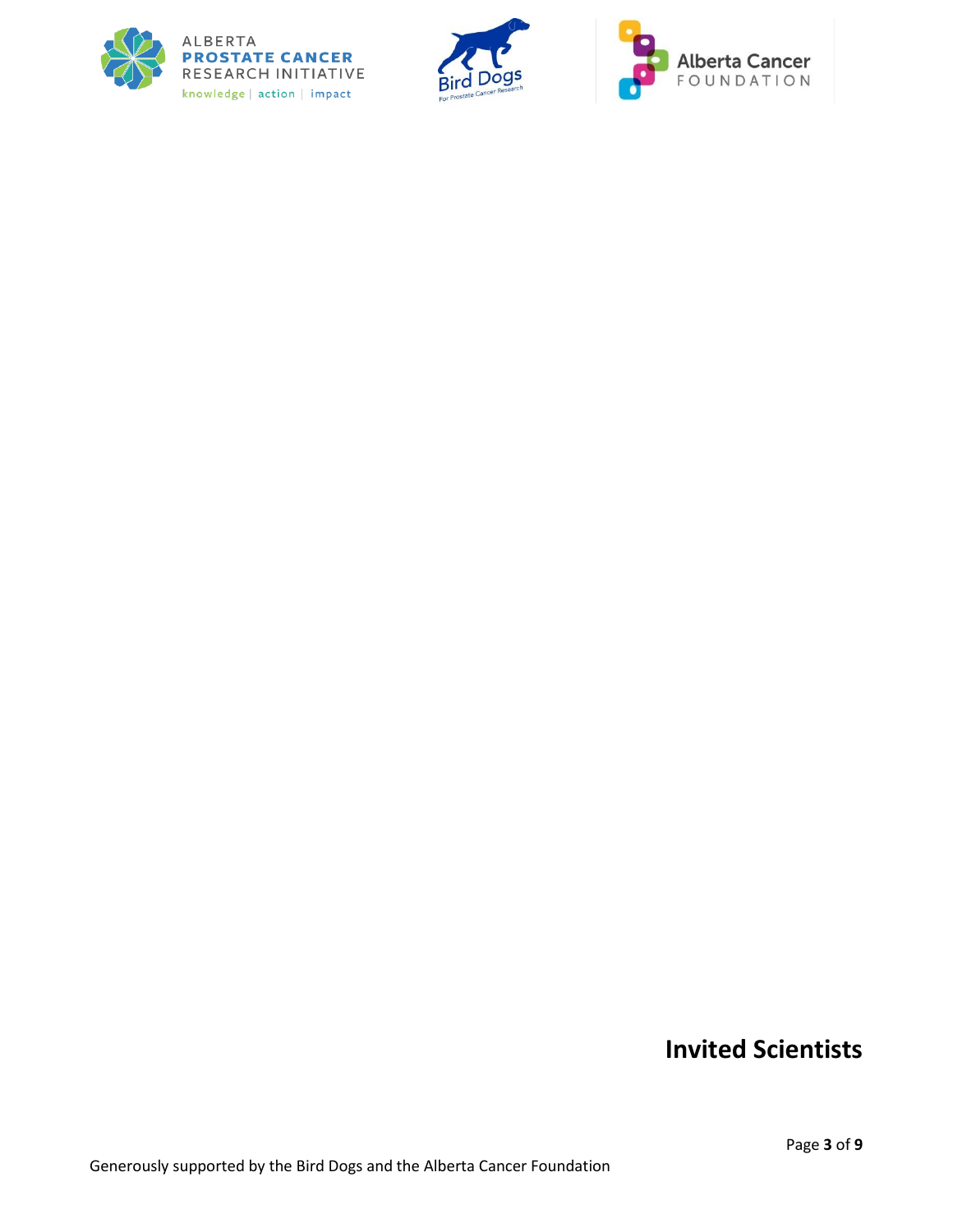# Invited Scientists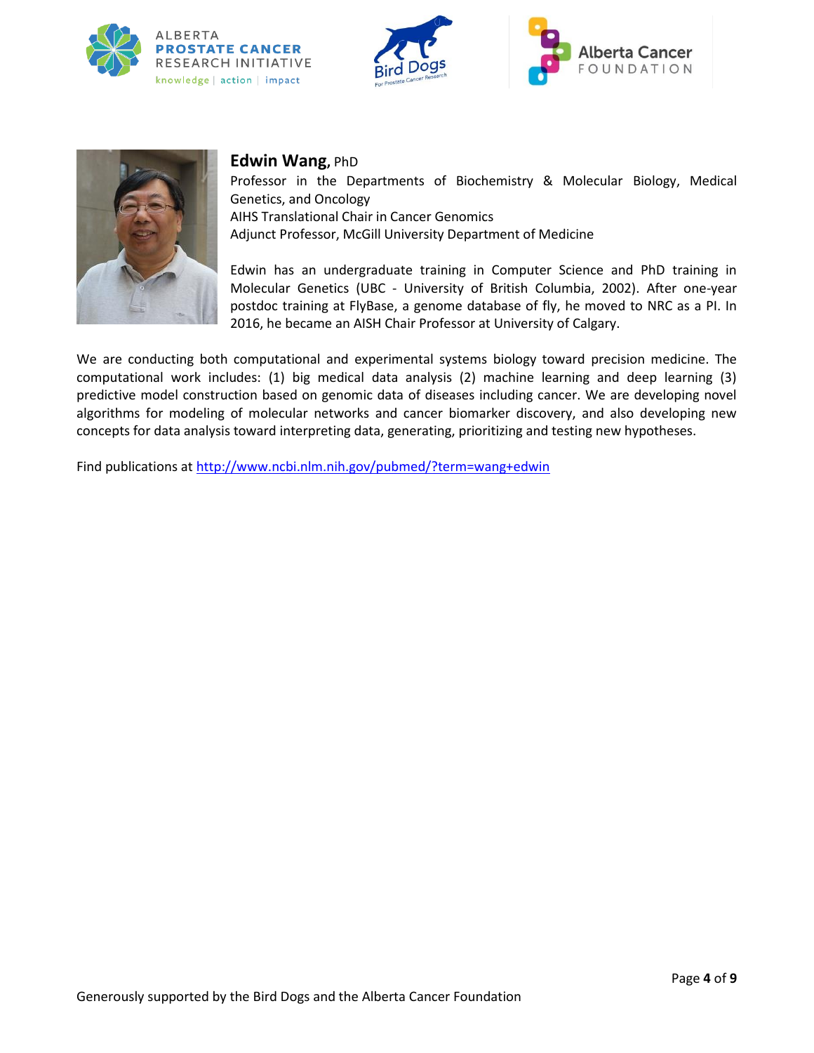**Edwin Wang**, PhD

Professor in the Departments of Biochemistry & Molecular Biology, Medical Genetics, and Oncology

AIHS Translational Chair in Cancer Genomics

Adjunct Professor, McGill University Department of Medicine

Edwin has an undergraduate training in Computer Science and PhD training in Molecular Genetics (UBC - University of British Columbia, 2002). After one-year postdoc training at FlyBase, a genome database of fly, he moved to NRC as a PI. In 2016, he became an AISH Chair Professor at University of Calgary.

We are conducting both computational and experimental systems biology toward precision medicine. The computational work includes: (1) big medical data analysis (2) machine learning and deep learning (3) predictive model construction based on genomic data of diseases including cancer. We are developing novel algorithms for modeling of molecular networks and cancer biomarker discovery, and also developing new concepts for data analysis toward interpreting data, generating, prioritizing and testing new hypotheses.

Find publications at [http://www.ncbi.nlm.nih.gov/pubmed/?term=wang+edwin](http://www.ncbi.nlm.nih.gov/pubmed/?term=wang+edwin)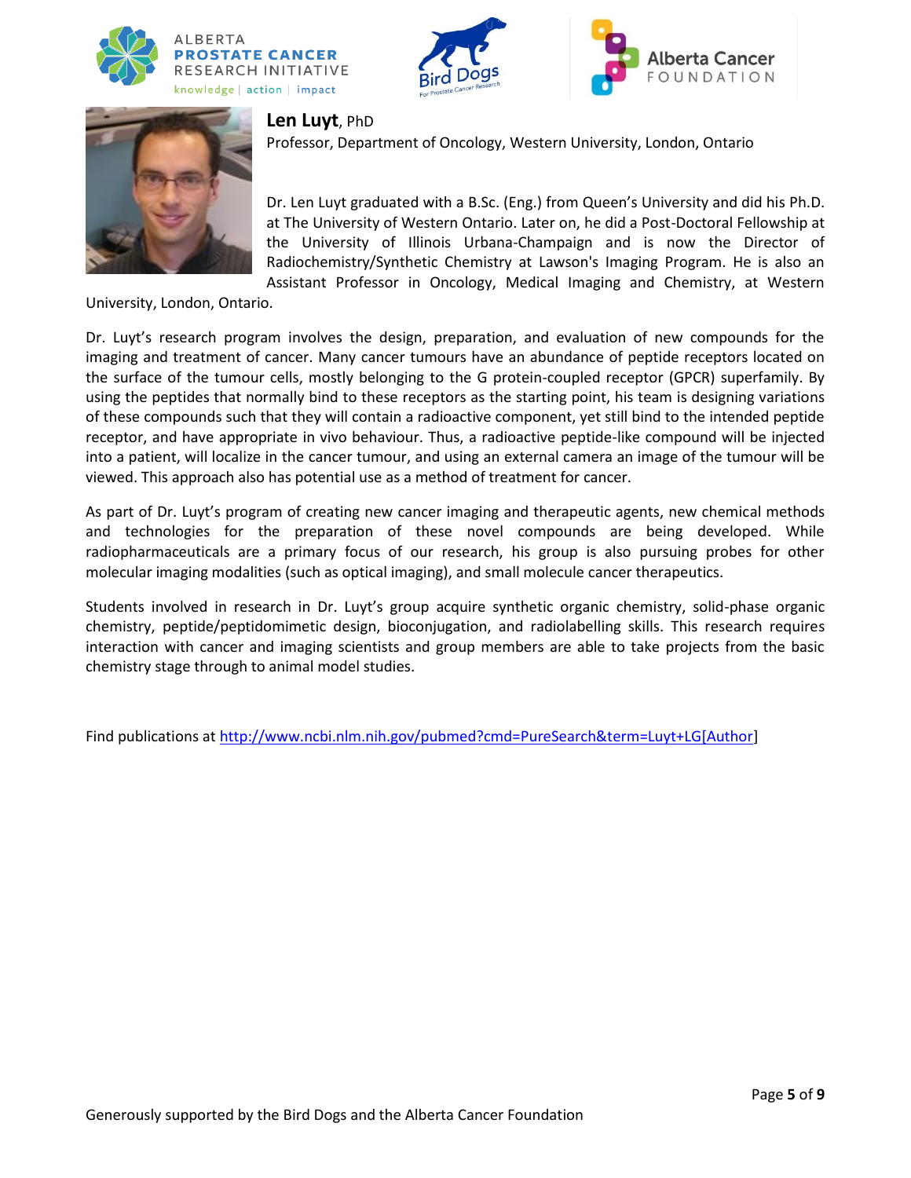**Len Luyt**, PhD
Professor, Department of Oncology, Western University, London, Ontario

Dr. Len Luyt graduated with a B.Sc. (Eng.) from Queen's University and did his Ph.D. at The University of Western Ontario. Later on, he did a Post-Doctoral Fellowship at the University of Illinois Urbana-Champaign and is now the Director of Radiochemistry/Synthetic Chemistry at Lawson's Imaging Program. He is also an Assistant Professor in Oncology, Medical Imaging and Chemistry, at Western University, London, Ontario.

Dr. Luyt's research program involves the design, preparation, and evaluation of new compounds for the imaging and treatment of cancer. Many cancer tumours have an abundance of peptide receptors located on the surface of the tumour cells, mostly belonging to the G protein-coupled receptor (GPCR) superfamily. By using the peptides that normally bind to these receptors as the starting point, his team is designing variations of these compounds such that they will contain a radioactive component, yet still bind to the intended peptide receptor, and have appropriate in vivo behaviour. Thus, a radioactive peptide-like compound will be injected into a patient, will localize in the cancer tumour, and using an external camera an image of the tumour will be viewed. This approach also has potential use as a method of treatment for cancer.

As part of Dr. Luyt's program of creating new cancer imaging and therapeutic agents, new chemical methods and technologies for the preparation of these novel compounds are being developed. While radiopharmaceuticals are a primary focus of our research, his group is also pursuing probes for other molecular imaging modalities (such as optical imaging), and small molecule cancer therapeutics.

Students involved in research in Dr. Luyt's group acquire synthetic organic chemistry, solid-phase organic chemistry, peptide/peptidomimetic design, bioconjugation, and radiolabelling skills. This research requires interaction with cancer and imaging scientists and group members are able to take projects from the basic chemistry stage through to animal model studies.

Find publications at http://www.ncbi.nlm.nih.gov/pubmed?cmd=PureSearch&term=Luyt+LG[Author]

Generously supported by the Bird Dogs and the Alberta Cancer Foundation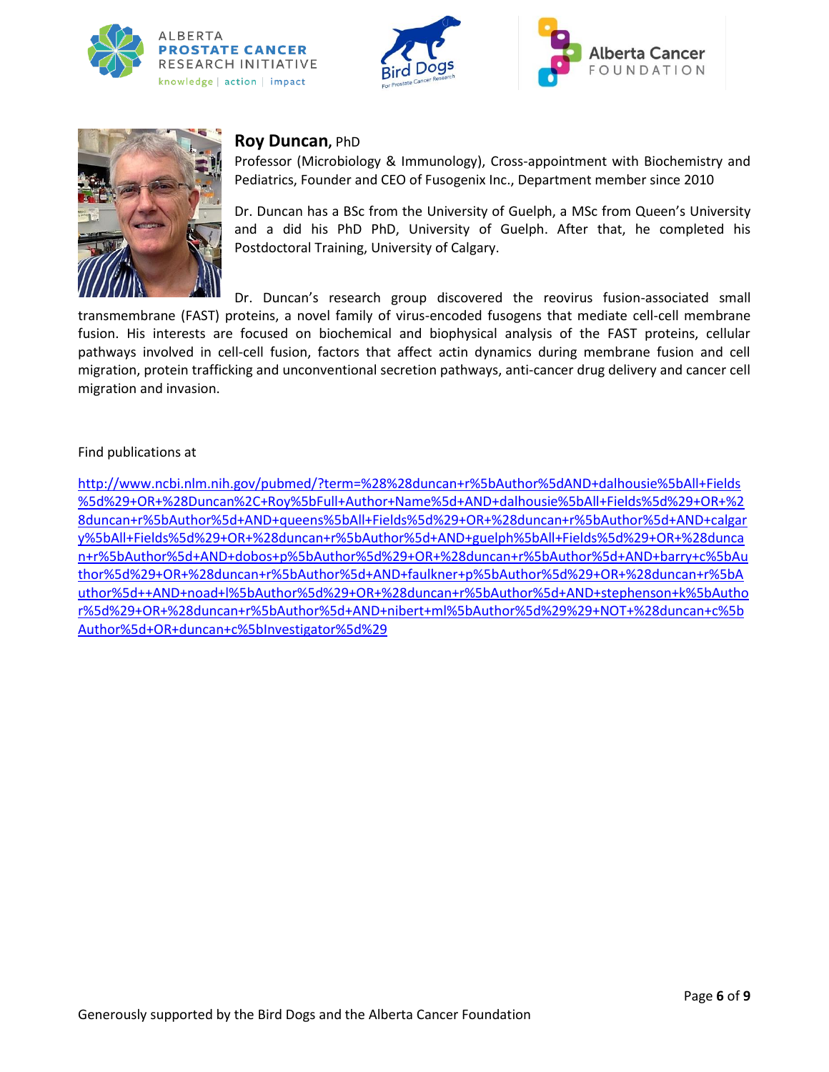## **Roy Duncan**, PhD

Professor (Microbiology & Immunology), Cross-appointment with Biochemistry and Pediatrics, Founder and CEO of Fusogenix Inc., Department member since 2010

Dr. Duncan has a BSc from the University of Guelph, a MSc from Queen's University and a did his PhD PhD, University of Guelph. After that, he completed his Postdoctoral Training, University of Calgary.

Dr. Duncan's research group discovered the reovirus fusion-associated small transmembrane (FAST) proteins, a novel family of virus-encoded fusogens that mediate cell-cell membrane fusion. His interests are focused on biochemical and biophysical analysis of the FAST proteins, cellular pathways involved in cell-cell fusion, factors that affect actin dynamics during membrane fusion and cell migration, protein trafficking and unconventional secretion pathways, anti-cancer drug delivery and cancer cell migration and invasion.

Find publications at

http://www.ncbi.nlm.nih.gov/pubmed/?term=%28%28duncan+r%5bAuthor%5dAND+dalhousie%5bAll+Fields%5d%29+OR+%28Duncan%2C+Roy%5bFull+Author+Name%5d+AND+dalhousie%5bAll+Fields%5d%29+OR+%28duncan+r%5bAuthor%5d+AND+queens%5bAll+Fields%5d%29+OR+%28duncan+r%5bAuthor%5d+AND+calgary%5bAll+Fields%5d%29+OR+%28duncan+r%5bAuthor%5d+AND+guelph%5bAll+Fields%5d%29+OR+%28duncan+r%5bAuthor%5d+AND+dobos+p%5bAuthor%5d%29+OR+%28duncan+r%5bAuthor%5d+AND+barry+c%5bAuthor%5d%29+OR+%28duncan+r%5bAuthor%5d+AND+faulkner+p%5bAuthor%5d%29+OR+%28duncan+r%5bAuthor%5d++AND+noad+l%5bAuthor%5d%29+OR+%28duncan+r%5bAuthor%5d+AND+stephenson+k%5bAuthor%5d%29+OR+%28duncan+r%5bAuthor%5d+AND+nibert+ml%5bAuthor%5d%29%29+NOT+%28duncan+c%5bAuthor%5d+OR+duncan+c%5bInvestigator%5d%29

Generously supported by the Bird Dogs and the Alberta Cancer Foundation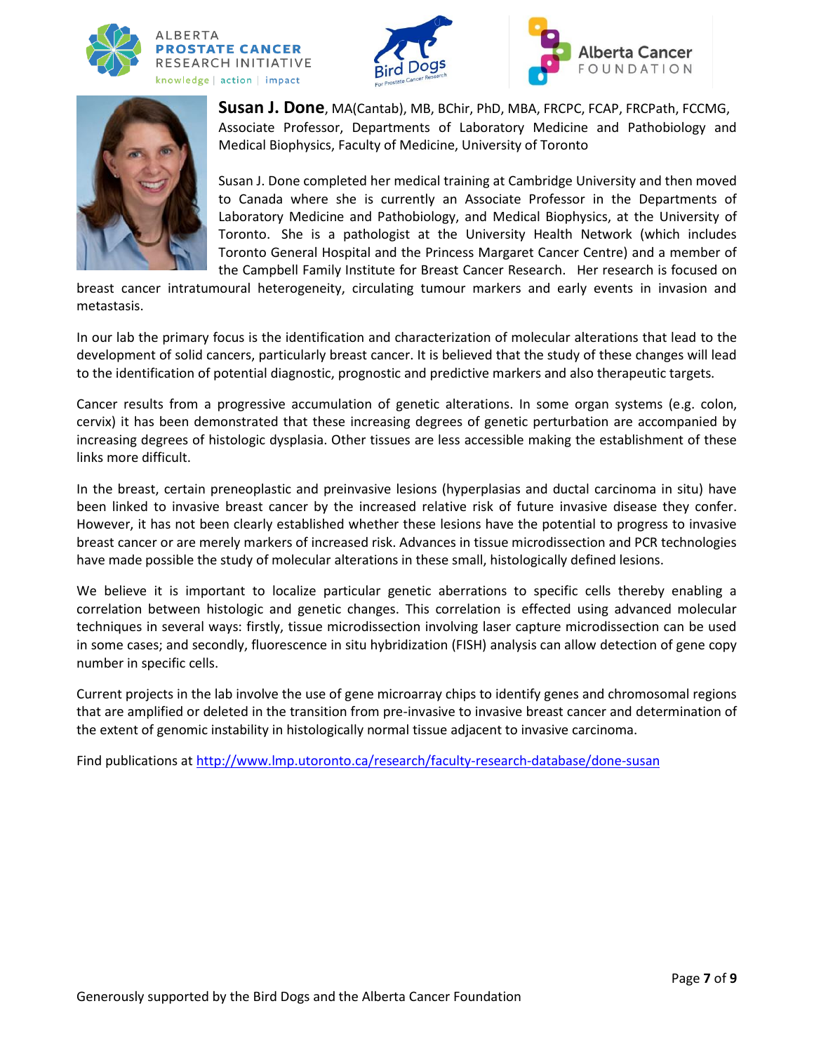**Susan J. Done**, MA(Cantab), MB, BChir, PhD, MBA, FRCPC, FCAP, FRCPath, FCCMG, Associate Professor, Departments of Laboratory Medicine and Pathobiology and Medical Biophysics, Faculty of Medicine, University of Toronto

Susan J. Done completed her medical training at Cambridge University and then moved to Canada where she is currently an Associate Professor in the Departments of Laboratory Medicine and Pathobiology, and Medical Biophysics, at the University of Toronto. She is a pathologist at the University Health Network (which includes Toronto General Hospital and the Princess Margaret Cancer Centre) and a member of the Campbell Family Institute for Breast Cancer Research. Her research is focused on breast cancer intratumoural heterogeneity, circulating tumour markers and early events in invasion and metastasis.

In our lab the primary focus is the identification and characterization of molecular alterations that lead to the development of solid cancers, particularly breast cancer. It is believed that the study of these changes will lead to the identification of potential diagnostic, prognostic and predictive markers and also therapeutic targets.

Cancer results from a progressive accumulation of genetic alterations. In some organ systems (e.g. colon, cervix) it has been demonstrated that these increasing degrees of genetic perturbation are accompanied by increasing degrees of histologic dysplasia. Other tissues are less accessible making the establishment of these links more difficult.

In the breast, certain preneoplastic and preinvasive lesions (hyperplasias and ductal carcinoma in situ) have been linked to invasive breast cancer by the increased relative risk of future invasive disease they confer. However, it has not been clearly established whether these lesions have the potential to progress to invasive breast cancer or are merely markers of increased risk. Advances in tissue microdissection and PCR technologies have made possible the study of molecular alterations in these small, histologically defined lesions.

We believe it is important to localize particular genetic aberrations to specific cells thereby enabling a correlation between histologic and genetic changes. This correlation is effected using advanced molecular techniques in several ways: firstly, tissue microdissection involving laser capture microdissection can be used in some cases; and secondly, fluorescence in situ hybridization (FISH) analysis can allow detection of gene copy number in specific cells.

Current projects in the lab involve the use of gene microarray chips to identify genes and chromosomal regions that are amplified or deleted in the transition from pre-invasive to invasive breast cancer and determination of the extent of genomic instability in histologically normal tissue adjacent to invasive carcinoma.

Find publications at http://www.lmp.utoronto.ca/research/faculty-research-database/done-susan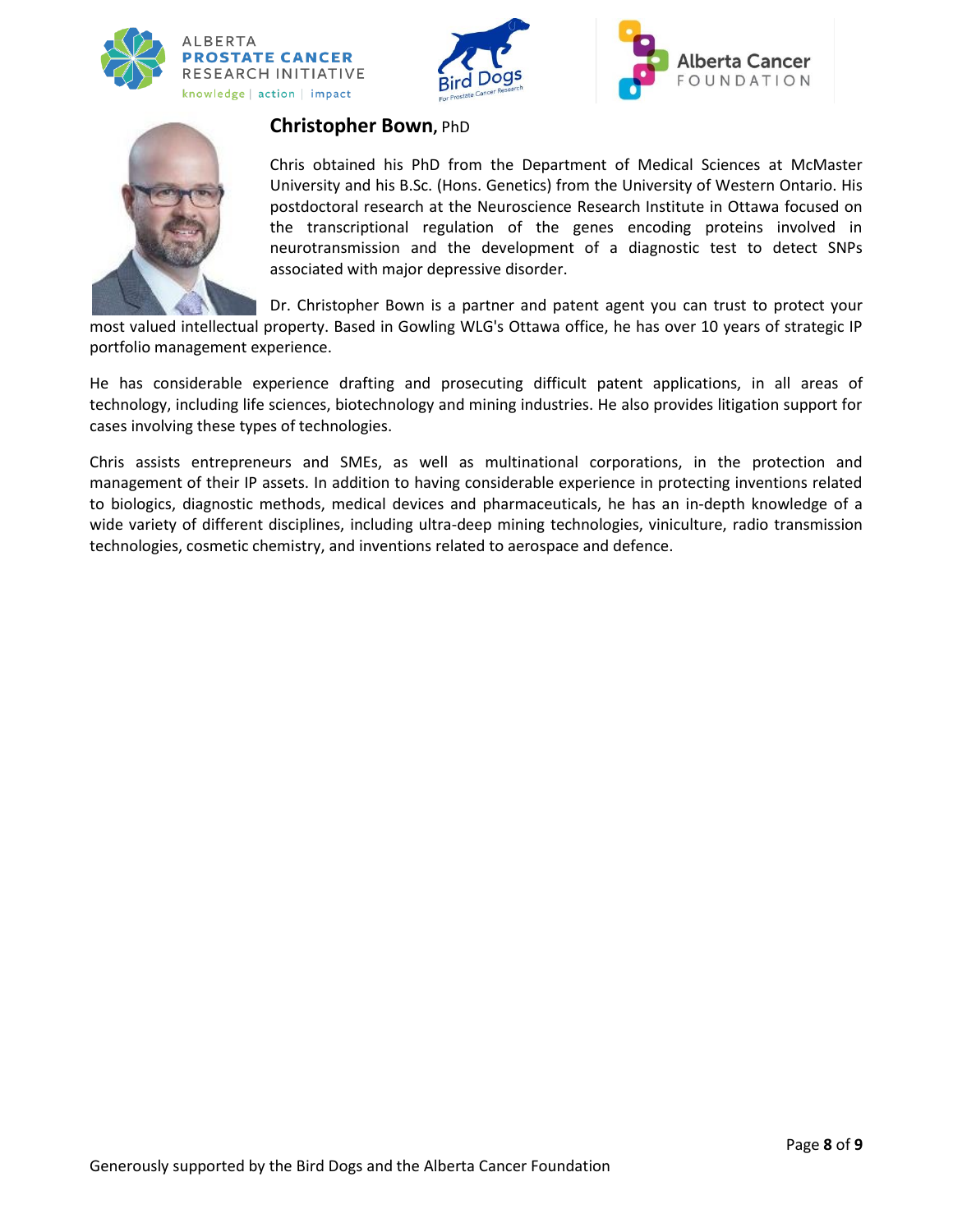## **Christopher Bown**, PhD

Chris obtained his PhD from the Department of Medical Sciences at McMaster University and his B.Sc. (Hons. Genetics) from the University of Western Ontario. His postdoctoral research at the Neuroscience Research Institute in Ottawa focused on the transcriptional regulation of the genes encoding proteins involved in neurotransmission and the development of a diagnostic test to detect SNPs associated with major depressive disorder.

Dr. Christopher Bown is a partner and patent agent you can trust to protect your most valued intellectual property. Based in Gowling WLG's Ottawa office, he has over 10 years of strategic IP portfolio management experience.

He has considerable experience drafting and prosecuting difficult patent applications, in all areas of technology, including life sciences, biotechnology and mining industries. He also provides litigation support for cases involving these types of technologies.

Chris assists entrepreneurs and SMEs, as well as multinational corporations, in the protection and management of their IP assets. In addition to having considerable experience in protecting inventions related to biologics, diagnostic methods, medical devices and pharmaceuticals, he has an in-depth knowledge of a wide variety of different disciplines, including ultra-deep mining technologies, viniculture, radio transmission technologies, cosmetic chemistry, and inventions related to aerospace and defence.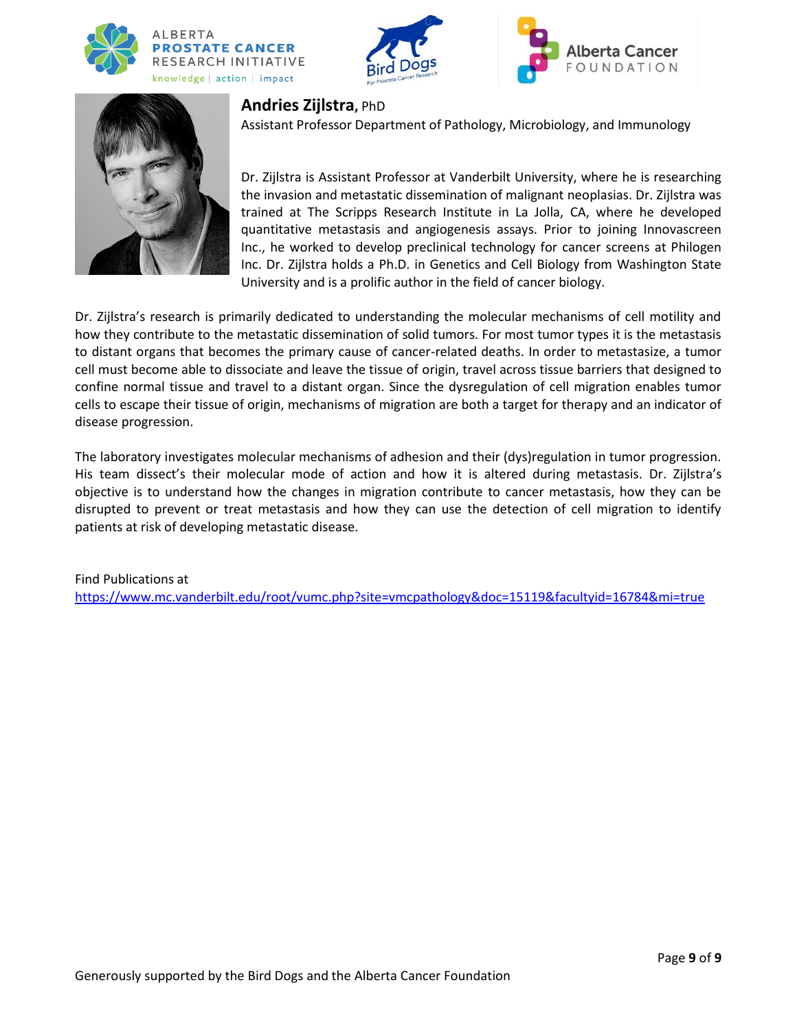**Andries Zijlstra**, PhD

Assistant Professor Department of Pathology, Microbiology, and Immunology

Dr. Zijlstra is Assistant Professor at Vanderbilt University, where he is researching the invasion and metastatic dissemination of malignant neoplasias. Dr. Zijlstra was trained at The Scripps Research Institute in La Jolla, CA, where he developed quantitative metastasis and angiogenesis assays. Prior to joining Innovascreen Inc., he worked to develop preclinical technology for cancer screens at Philogen Inc. Dr. Zijlstra holds a Ph.D. in Genetics and Cell Biology from Washington State University and is a prolific author in the field of cancer biology.

Dr. Zijlstra's research is primarily dedicated to understanding the molecular mechanisms of cell motility and how they contribute to the metastatic dissemination of solid tumors. For most tumor types it is the metastasis to distant organs that becomes the primary cause of cancer-related deaths. In order to metastasize, a tumor cell must become able to dissociate and leave the tissue of origin, travel across tissue barriers that designed to confine normal tissue and travel to a distant organ. Since the dysregulation of cell migration enables tumor cells to escape their tissue of origin, mechanisms of migration are both a target for therapy and an indicator of disease progression.

The laboratory investigates molecular mechanisms of adhesion and their (dys)regulation in tumor progression. His team dissect's their molecular mode of action and how it is altered during metastasis. Dr. Zijlstra's objective is to understand how the changes in migration contribute to cancer metastasis, how they can be disrupted to prevent or treat metastasis and how they can use the detection of cell migration to identify patients at risk of developing metastatic disease.

Find Publications at
https://www.mc.vanderbilt.edu/root/vumc.php?site=vmcpathology&doc=15119&facultyid=16784&mi=true